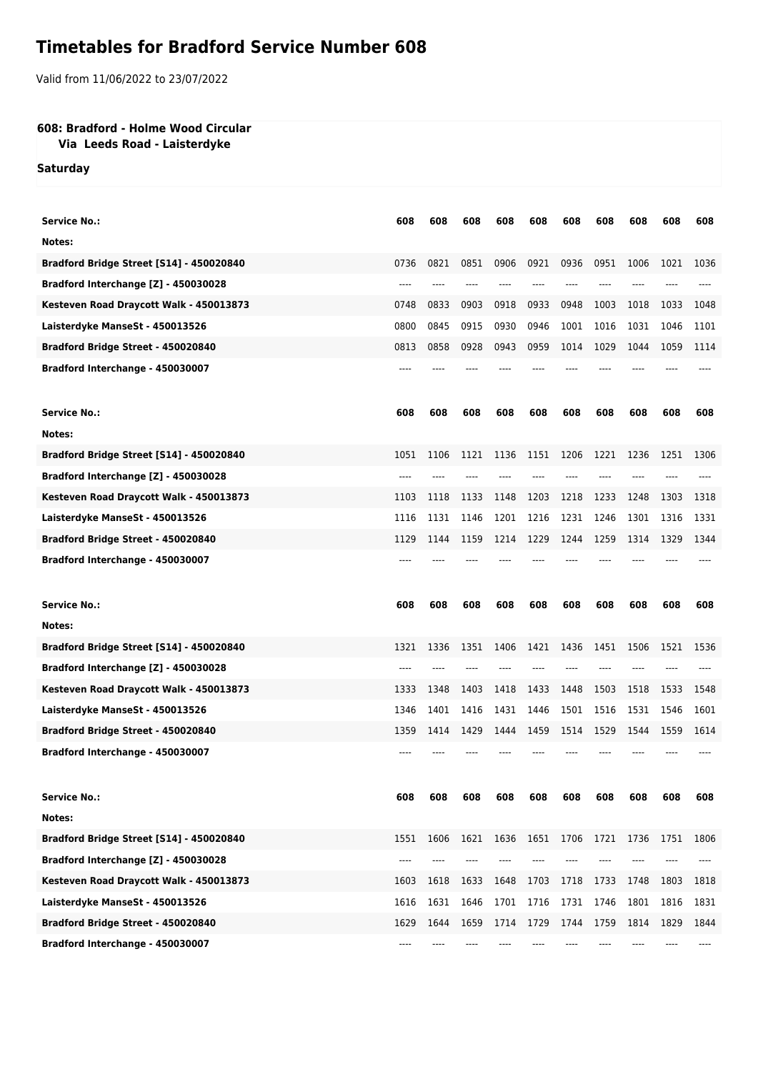# Timetables for Bradford Service Number 608

Valid from 11/06/2022 to 23/07/2022

**608: Bradford - Holme Wood Circular**
**Via Leeds Road - Laisterdyke**

**Saturday**

| Service No.: | 608 | 608 | 608 | 608 | 608 | 608 | 608 | 608 | 608 | 608 |
|---|---|---|---|---|---|---|---|---|---|---|
| Notes: | | | | | | | | | | |
| Bradford Bridge Street [S14] - 450020840 | 0736 | 0821 | 0851 | 0906 | 0921 | 0936 | 0951 | 1006 | 1021 | 1036 |
| Bradford Interchange [Z] - 450030028 | ---- | ---- | ---- | ---- | ---- | ---- | ---- | ---- | ---- | ---- |
| Kesteven Road Draycott Walk - 450013873 | 0748 | 0833 | 0903 | 0918 | 0933 | 0948 | 1003 | 1018 | 1033 | 1048 |
| Laisterdyke ManseSt - 450013526 | 0800 | 0845 | 0915 | 0930 | 0946 | 1001 | 1016 | 1031 | 1046 | 1101 |
| Bradford Bridge Street - 450020840 | 0813 | 0858 | 0928 | 0943 | 0959 | 1014 | 1029 | 1044 | 1059 | 1114 |
| Bradford Interchange - 450030007 | ---- | ---- | ---- | ---- | ---- | ---- | ---- | ---- | ---- | ---- |

| Service No.: | 608 | 608 | 608 | 608 | 608 | 608 | 608 | 608 | 608 | 608 |
|---|---|---|---|---|---|---|---|---|---|---|
| Notes: | | | | | | | | | | |
| Bradford Bridge Street [S14] - 450020840 | 1051 | 1106 | 1121 | 1136 | 1151 | 1206 | 1221 | 1236 | 1251 | 1306 |
| Bradford Interchange [Z] - 450030028 | ---- | ---- | ---- | ---- | ---- | ---- | ---- | ---- | ---- | ---- |
| Kesteven Road Draycott Walk - 450013873 | 1103 | 1118 | 1133 | 1148 | 1203 | 1218 | 1233 | 1248 | 1303 | 1318 |
| Laisterdyke ManseSt - 450013526 | 1116 | 1131 | 1146 | 1201 | 1216 | 1231 | 1246 | 1301 | 1316 | 1331 |
| Bradford Bridge Street - 450020840 | 1129 | 1144 | 1159 | 1214 | 1229 | 1244 | 1259 | 1314 | 1329 | 1344 |
| Bradford Interchange - 450030007 | ---- | ---- | ---- | ---- | ---- | ---- | ---- | ---- | ---- | ---- |

| Service No.: | 608 | 608 | 608 | 608 | 608 | 608 | 608 | 608 | 608 | 608 |
|---|---|---|---|---|---|---|---|---|---|---|
| Notes: | | | | | | | | | | |
| Bradford Bridge Street [S14] - 450020840 | 1321 | 1336 | 1351 | 1406 | 1421 | 1436 | 1451 | 1506 | 1521 | 1536 |
| Bradford Interchange [Z] - 450030028 | ---- | ---- | ---- | ---- | ---- | ---- | ---- | ---- | ---- | ---- |
| Kesteven Road Draycott Walk - 450013873 | 1333 | 1348 | 1403 | 1418 | 1433 | 1448 | 1503 | 1518 | 1533 | 1548 |
| Laisterdyke ManseSt - 450013526 | 1346 | 1401 | 1416 | 1431 | 1446 | 1501 | 1516 | 1531 | 1546 | 1601 |
| Bradford Bridge Street - 450020840 | 1359 | 1414 | 1429 | 1444 | 1459 | 1514 | 1529 | 1544 | 1559 | 1614 |
| Bradford Interchange - 450030007 | ---- | ---- | ---- | ---- | ---- | ---- | ---- | ---- | ---- | ---- |

| Service No.: | 608 | 608 | 608 | 608 | 608 | 608 | 608 | 608 | 608 | 608 |
|---|---|---|---|---|---|---|---|---|---|---|
| Notes: | | | | | | | | | | |
| Bradford Bridge Street [S14] - 450020840 | 1551 | 1606 | 1621 | 1636 | 1651 | 1706 | 1721 | 1736 | 1751 | 1806 |
| Bradford Interchange [Z] - 450030028 | ---- | ---- | ---- | ---- | ---- | ---- | ---- | ---- | ---- | ---- |
| Kesteven Road Draycott Walk - 450013873 | 1603 | 1618 | 1633 | 1648 | 1703 | 1718 | 1733 | 1748 | 1803 | 1818 |
| Laisterdyke ManseSt - 450013526 | 1616 | 1631 | 1646 | 1701 | 1716 | 1731 | 1746 | 1801 | 1816 | 1831 |
| Bradford Bridge Street - 450020840 | 1629 | 1644 | 1659 | 1714 | 1729 | 1744 | 1759 | 1814 | 1829 | 1844 |
| Bradford Interchange - 450030007 | ---- | ---- | ---- | ---- | ---- | ---- | ---- | ---- | ---- | ---- |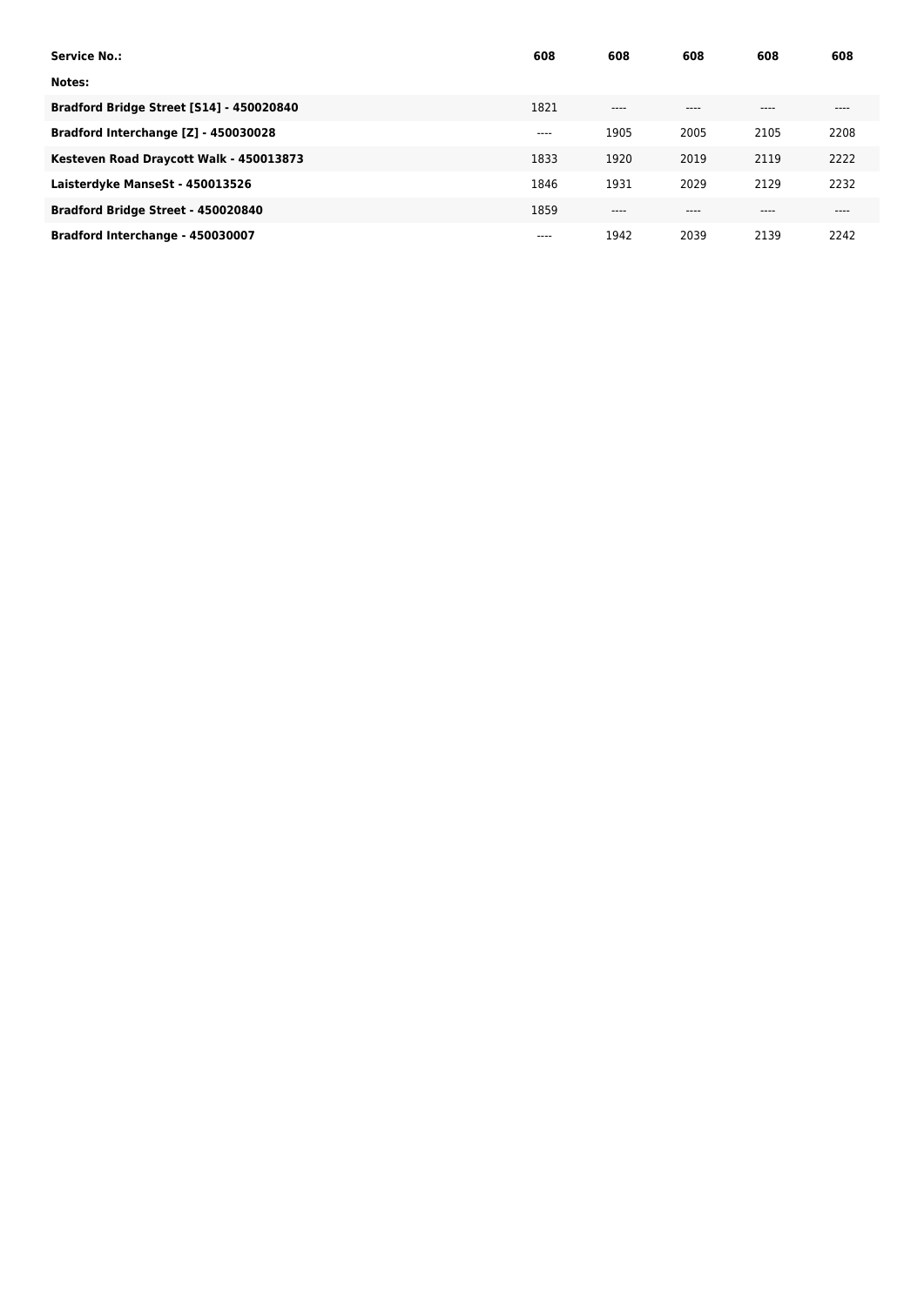| Service No.: | 608 | 608 | 608 | 608 | 608 |
|---|---|---|---|---|---|
| Notes: | | | | | |
| Bradford Bridge Street [S14] - 450020840 | 1821 | ---- | ---- | ---- | ---- |
| Bradford Interchange [Z] - 450030028 | ---- | 1905 | 2005 | 2105 | 2208 |
| Kesteven Road Draycott Walk - 450013873 | 1833 | 1920 | 2019 | 2119 | 2222 |
| Laisterdyke ManseSt - 450013526 | 1846 | 1931 | 2029 | 2129 | 2232 |
| Bradford Bridge Street - 450020840 | 1859 | ---- | ---- | ---- | ---- |
| Bradford Interchange - 450030007 | ---- | 1942 | 2039 | 2139 | 2242 |